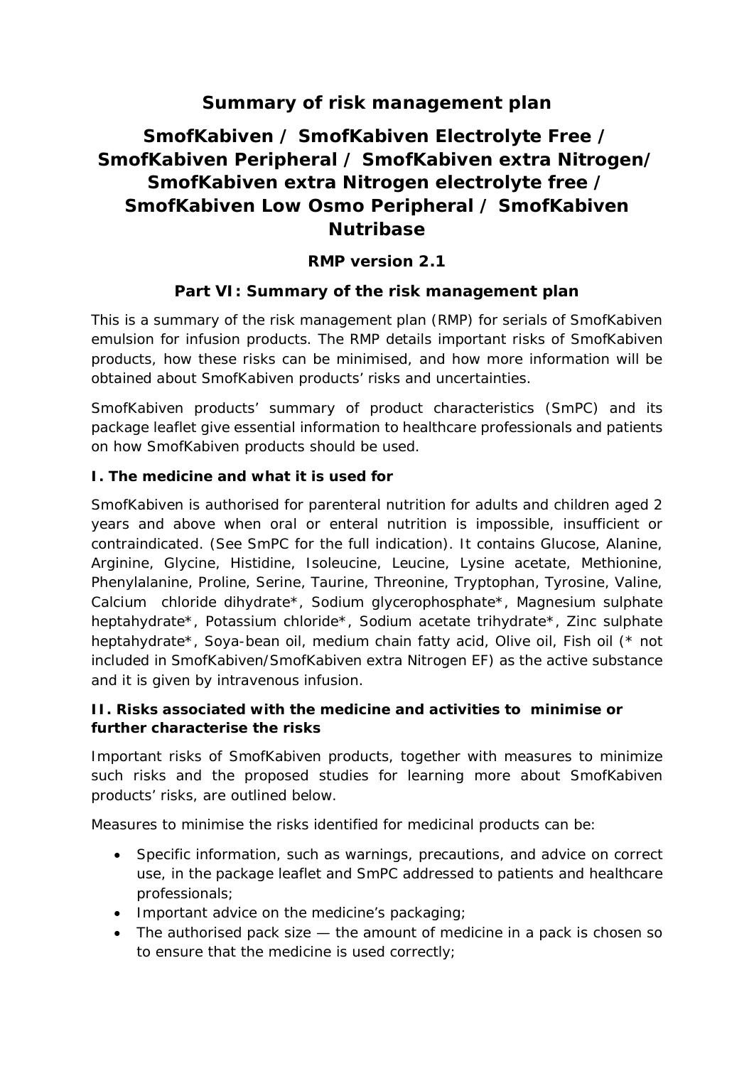# Summary of risk management plan

# SmofKabiven / SmofKabiven Electrolyte Free / SmofKabiven Peripheral / SmofKabiven extra Nitrogen/ SmofKabiven extra Nitrogen electrolyte free / SmofKabiven Low Osmo Peripheral / SmofKabiven Nutribase

### RMP version 2.1

### Part VI: Summary of the risk management plan

This is a summary of the risk management plan (RMP) for serials of SmofKabiven emulsion for infusion products. The RMP details important risks of SmofKabiven products, how these risks can be minimised, and how more information will be obtained about SmofKabiven products' risks and uncertainties.

SmofKabiven products' summary of product characteristics (SmPC) and its package leaflet give essential information to healthcare professionals and patients on how SmofKabiven products should be used.

#### I. The medicine and what it is used for

SmofKabiven is authorised for parenteral nutrition for adults and children aged 2 years and above when oral or enteral nutrition is impossible, insufficient or contraindicated. (See SmPC for the full indication). It contains Glucose, Alanine, Arginine, Glycine, Histidine, Isoleucine, Leucine, Lysine acetate, Methionine, Phenylalanine, Proline, Serine, Taurine, Threonine, Tryptophan, Tyrosine, Valine, Calcium chloride dihydrate*, Sodium glycerophosphate*, Magnesium sulphate heptahydrate*, Potassium chloride*, Sodium acetate trihydrate*, Zinc sulphate heptahydrate*, Soya-bean oil, medium chain fatty acid, Olive oil, Fish oil (* not included in SmofKabiven/SmofKabiven extra Nitrogen EF) as the active substance and it is given by intravenous infusion.

#### II. Risks associated with the medicine and activities to minimise or further characterise the risks

Important risks of SmofKabiven products, together with measures to minimize such risks and the proposed studies for learning more about SmofKabiven products' risks, are outlined below.

Measures to minimise the risks identified for medicinal products can be:

- Specific information, such as warnings, precautions, and advice on correct use, in the package leaflet and SmPC addressed to patients and healthcare professionals;
- Important advice on the medicine's packaging;
- The authorised pack size — the amount of medicine in a pack is chosen so to ensure that the medicine is used correctly;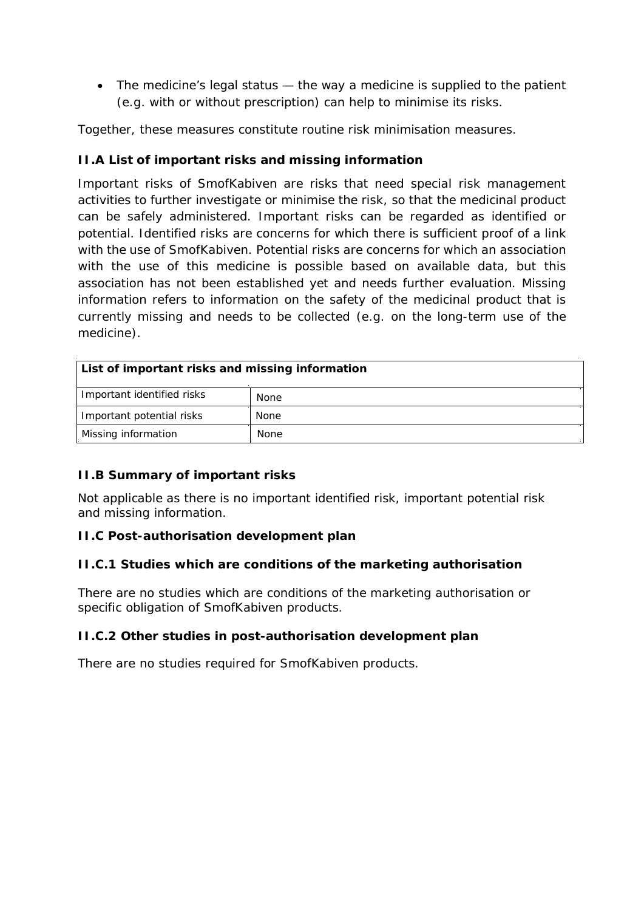- The medicine's legal status — the way a medicine is supplied to the patient (e.g. with or without prescription) can help to minimise its risks.

Together, these measures constitute routine risk minimisation measures.

### II.A List of important risks and missing information

Important risks of SmofKabiven are risks that need special risk management activities to further investigate or minimise the risk, so that the medicinal product can be safely administered. Important risks can be regarded as identified or potential. Identified risks are concerns for which there is sufficient proof of a link with the use of SmofKabiven. Potential risks are concerns for which an association with the use of this medicine is possible based on available data, but this association has not been established yet and needs further evaluation. Missing information refers to information on the safety of the medicinal product that is currently missing and needs to be collected (e.g. on the long-term use of the medicine).

| **List of important risks and missing information** | |
|---|---|
| Important identified risks | None |
| Important potential risks | None |
| Missing information | None |

### II.B Summary of important risks

Not applicable as there is no important identified risk, important potential risk and missing information.

### II.C Post-authorisation development plan

#### II.C.1 Studies which are conditions of the marketing authorisation

There are no studies which are conditions of the marketing authorisation or specific obligation of SmofKabiven products.

#### II.C.2 Other studies in post-authorisation development plan

There are no studies required for SmofKabiven products.